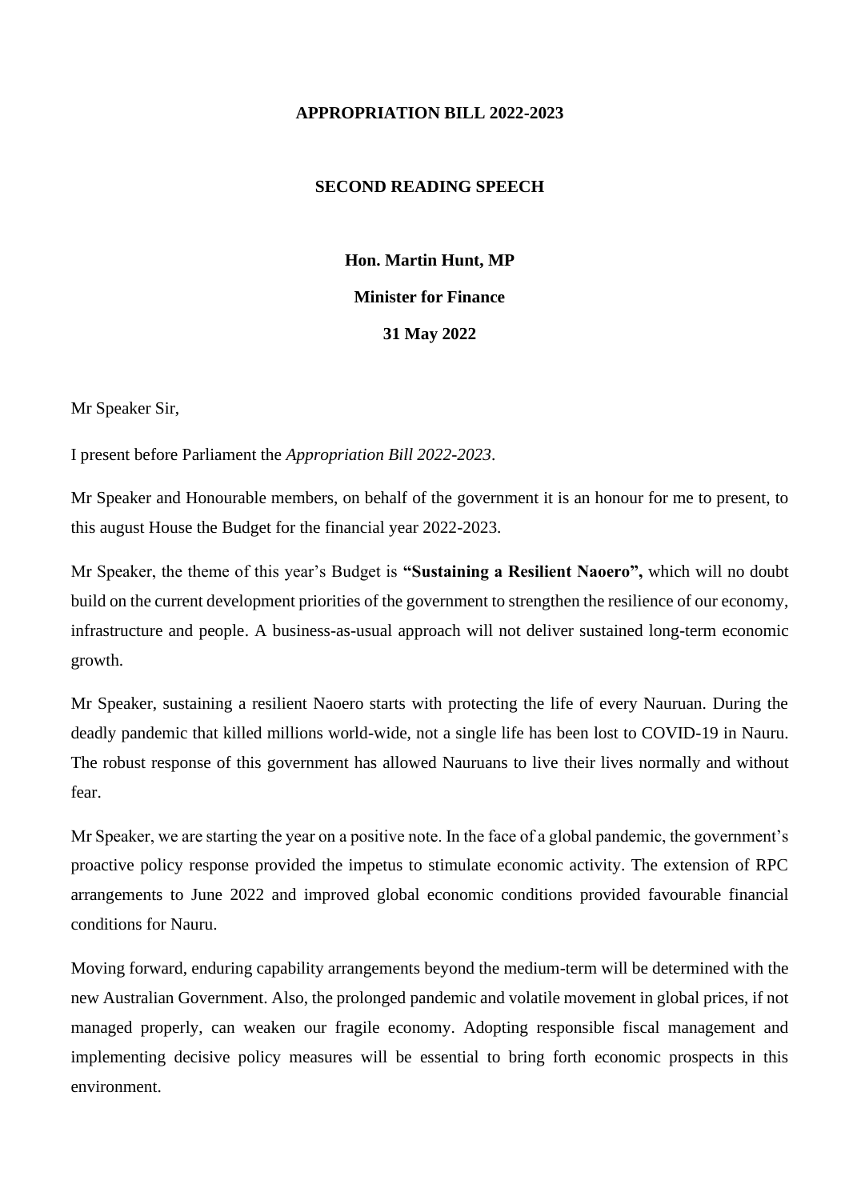# APPROPRIATION BILL 2022-2023

## SECOND READING SPEECH

**Hon. Martin Hunt, MP**

**Minister for Finance**

**31 May 2022**

Mr Speaker Sir,

I present before Parliament the *Appropriation Bill 2022-2023*.

Mr Speaker and Honourable members, on behalf of the government it is an honour for me to present, to this august House the Budget for the financial year 2022-2023.

Mr Speaker, the theme of this year's Budget is **"Sustaining a Resilient Naoero",** which will no doubt build on the current development priorities of the government to strengthen the resilience of our economy, infrastructure and people. A business-as-usual approach will not deliver sustained long-term economic growth.

Mr Speaker, sustaining a resilient Naoero starts with protecting the life of every Nauruan. During the deadly pandemic that killed millions world-wide, not a single life has been lost to COVID-19 in Nauru. The robust response of this government has allowed Nauruans to live their lives normally and without fear.

Mr Speaker, we are starting the year on a positive note. In the face of a global pandemic, the government's proactive policy response provided the impetus to stimulate economic activity. The extension of RPC arrangements to June 2022 and improved global economic conditions provided favourable financial conditions for Nauru.

Moving forward, enduring capability arrangements beyond the medium-term will be determined with the new Australian Government. Also, the prolonged pandemic and volatile movement in global prices, if not managed properly, can weaken our fragile economy. Adopting responsible fiscal management and implementing decisive policy measures will be essential to bring forth economic prospects in this environment.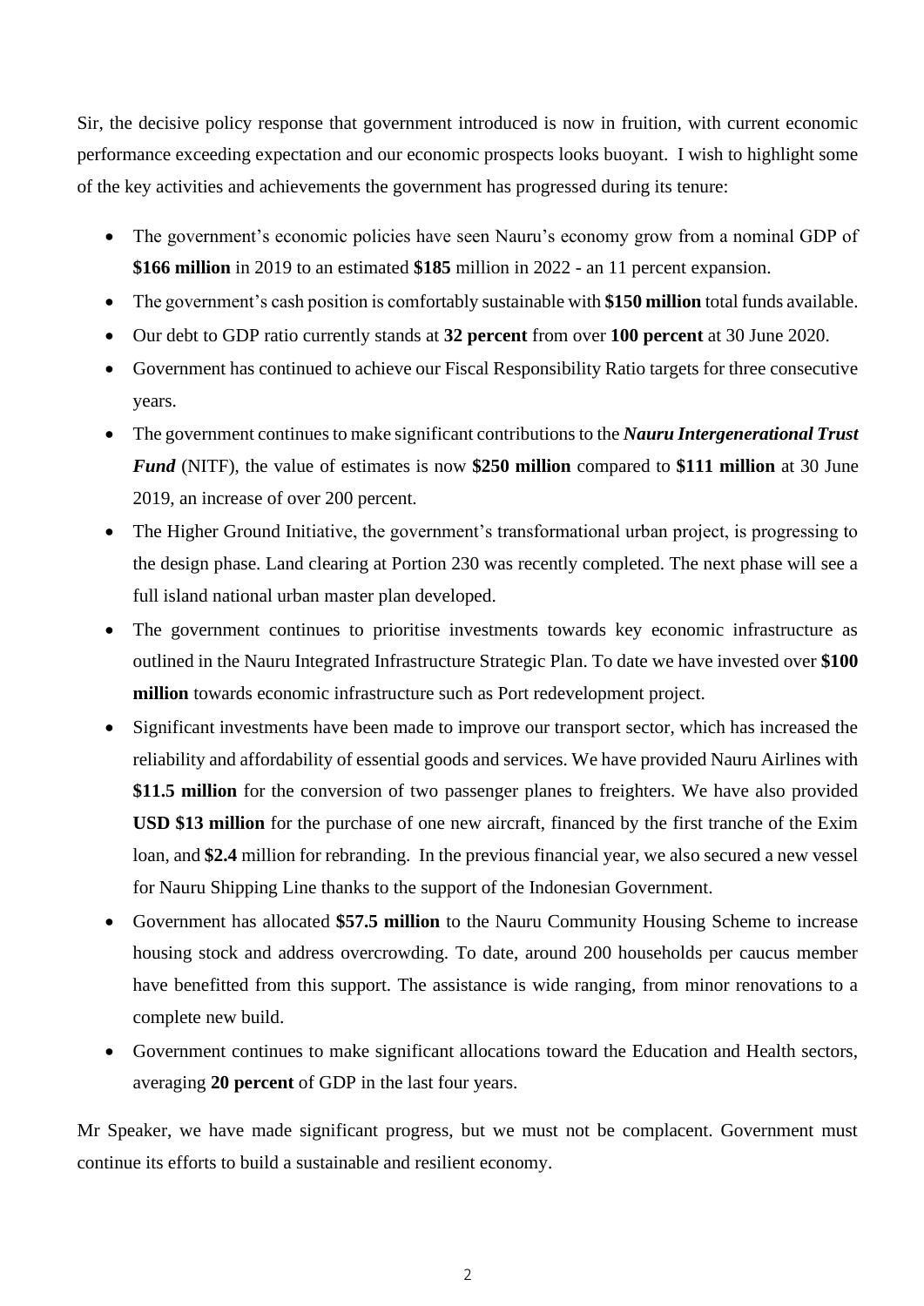Sir, the decisive policy response that government introduced is now in fruition, with current economic performance exceeding expectation and our economic prospects looks buoyant. I wish to highlight some of the key activities and achievements the government has progressed during its tenure:

- The government's economic policies have seen Nauru's economy grow from a nominal GDP of **$166 million** in 2019 to an estimated **$185** million in 2022 - an 11 percent expansion.
- The government's cash position is comfortably sustainable with **$150 million** total funds available.
- Our debt to GDP ratio currently stands at **32 percent** from over **100 percent** at 30 June 2020.
- Government has continued to achieve our Fiscal Responsibility Ratio targets for three consecutive years.
- The government continues to make significant contributions to the ***Nauru Intergenerational Trust Fund*** (NITF), the value of estimates is now **$250 million** compared to **$111 million** at 30 June 2019, an increase of over 200 percent.
- The Higher Ground Initiative, the government's transformational urban project, is progressing to the design phase. Land clearing at Portion 230 was recently completed. The next phase will see a full island national urban master plan developed.
- The government continues to prioritise investments towards key economic infrastructure as outlined in the Nauru Integrated Infrastructure Strategic Plan. To date we have invested over **$100 million** towards economic infrastructure such as Port redevelopment project.
- Significant investments have been made to improve our transport sector, which has increased the reliability and affordability of essential goods and services. We have provided Nauru Airlines with **$11.5 million** for the conversion of two passenger planes to freighters. We have also provided **USD $13 million** for the purchase of one new aircraft, financed by the first tranche of the Exim loan, and **$2.4** million for rebranding. In the previous financial year, we also secured a new vessel for Nauru Shipping Line thanks to the support of the Indonesian Government.
- Government has allocated **$57.5 million** to the Nauru Community Housing Scheme to increase housing stock and address overcrowding. To date, around 200 households per caucus member have benefitted from this support. The assistance is wide ranging, from minor renovations to a complete new build.
- Government continues to make significant allocations toward the Education and Health sectors, averaging **20 percent** of GDP in the last four years.

Mr Speaker, we have made significant progress, but we must not be complacent. Government must continue its efforts to build a sustainable and resilient economy.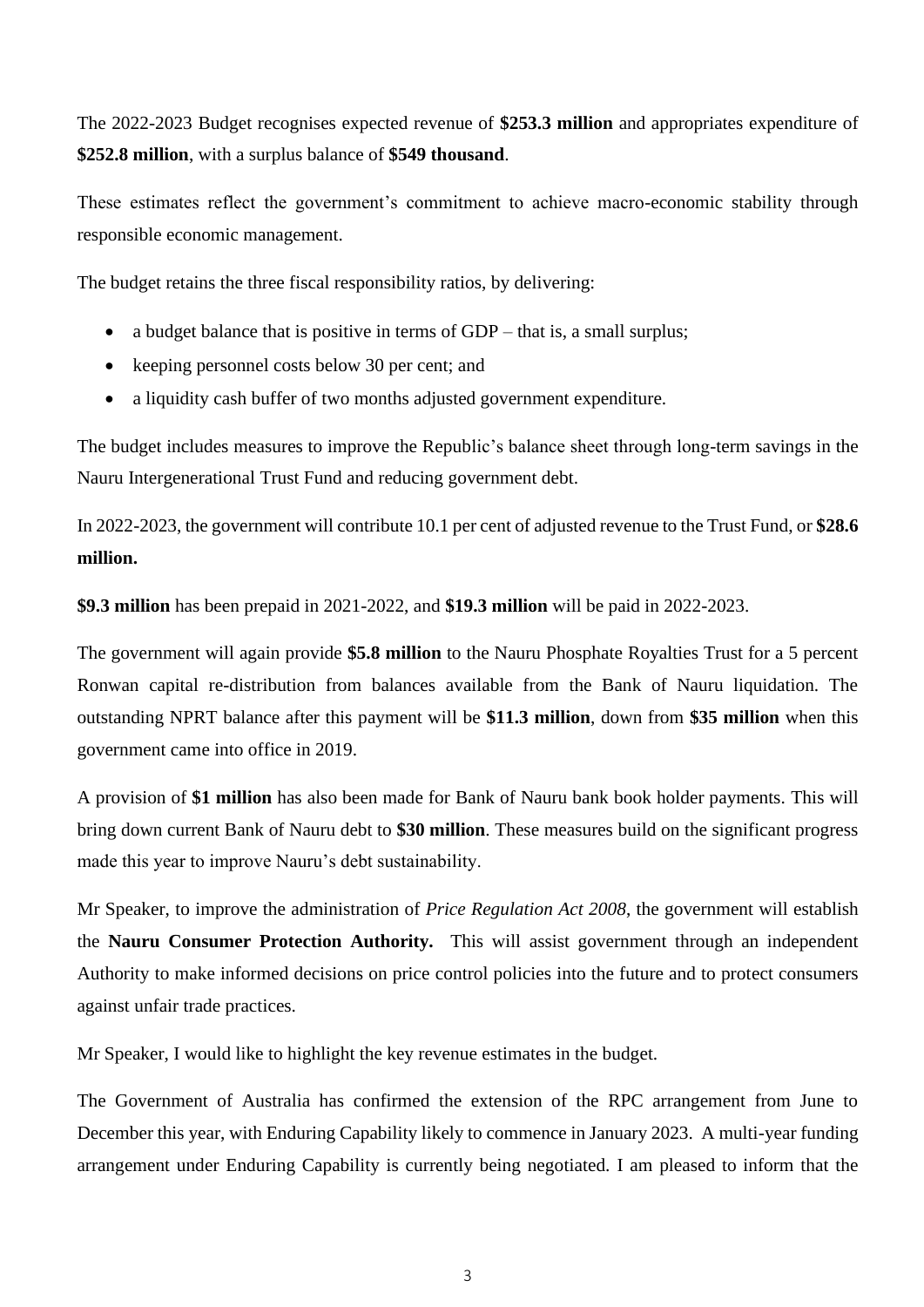The 2022-2023 Budget recognises expected revenue of **$253.3 million** and appropriates expenditure of **$252.8 million**, with a surplus balance of **$549 thousand**.

These estimates reflect the government's commitment to achieve macro-economic stability through responsible economic management.

The budget retains the three fiscal responsibility ratios, by delivering:

- a budget balance that is positive in terms of GDP – that is, a small surplus;
- keeping personnel costs below 30 per cent; and
- a liquidity cash buffer of two months adjusted government expenditure.

The budget includes measures to improve the Republic's balance sheet through long-term savings in the Nauru Intergenerational Trust Fund and reducing government debt.

In 2022-2023, the government will contribute 10.1 per cent of adjusted revenue to the Trust Fund, or **$28.6 million.**

**$9.3 million** has been prepaid in 2021-2022, and **$19.3 million** will be paid in 2022-2023.

The government will again provide **$5.8 million** to the Nauru Phosphate Royalties Trust for a 5 percent Ronwan capital re-distribution from balances available from the Bank of Nauru liquidation. The outstanding NPRT balance after this payment will be **$11.3 million**, down from **$35 million** when this government came into office in 2019.

A provision of **$1 million** has also been made for Bank of Nauru bank book holder payments. This will bring down current Bank of Nauru debt to **$30 million**. These measures build on the significant progress made this year to improve Nauru's debt sustainability.

Mr Speaker, to improve the administration of *Price Regulation Act 2008*, the government will establish the **Nauru Consumer Protection Authority.** This will assist government through an independent Authority to make informed decisions on price control policies into the future and to protect consumers against unfair trade practices.

Mr Speaker, I would like to highlight the key revenue estimates in the budget.

The Government of Australia has confirmed the extension of the RPC arrangement from June to December this year, with Enduring Capability likely to commence in January 2023. A multi-year funding arrangement under Enduring Capability is currently being negotiated. I am pleased to inform that the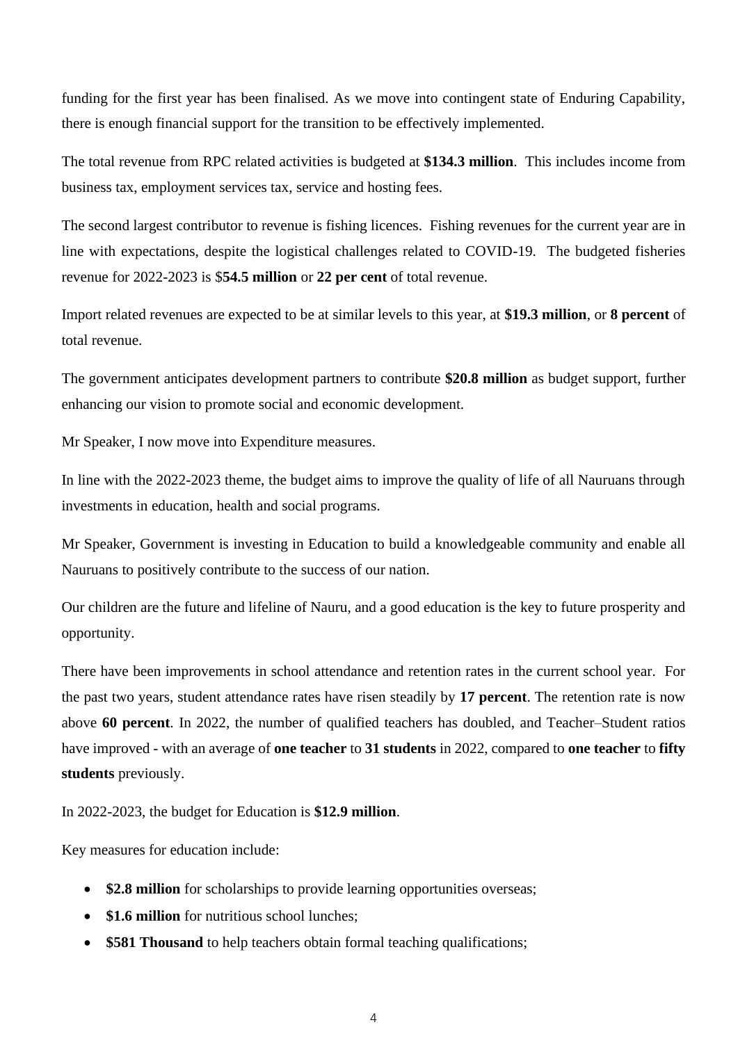funding for the first year has been finalised. As we move into contingent state of Enduring Capability, there is enough financial support for the transition to be effectively implemented.

The total revenue from RPC related activities is budgeted at **$134.3 million**. This includes income from business tax, employment services tax, service and hosting fees.

The second largest contributor to revenue is fishing licences. Fishing revenues for the current year are in line with expectations, despite the logistical challenges related to COVID-19. The budgeted fisheries revenue for 2022-2023 is $**54.5 million** or **22 per cent** of total revenue.

Import related revenues are expected to be at similar levels to this year, at **$19.3 million**, or **8 percent** of total revenue.

The government anticipates development partners to contribute **$20.8 million** as budget support, further enhancing our vision to promote social and economic development.

Mr Speaker, I now move into Expenditure measures.

In line with the 2022-2023 theme, the budget aims to improve the quality of life of all Nauruans through investments in education, health and social programs.

Mr Speaker, Government is investing in Education to build a knowledgeable community and enable all Nauruans to positively contribute to the success of our nation.

Our children are the future and lifeline of Nauru, and a good education is the key to future prosperity and opportunity.

There have been improvements in school attendance and retention rates in the current school year. For the past two years, student attendance rates have risen steadily by **17 percent**. The retention rate is now above **60 percent**. In 2022, the number of qualified teachers has doubled, and Teacher–Student ratios have improved - with an average of **one teacher** to **31 students** in 2022, compared to **one teacher** to **fifty students** previously.

In 2022-2023, the budget for Education is **$12.9 million**.

Key measures for education include:

- **$2.8 million** for scholarships to provide learning opportunities overseas;
- **$1.6 million** for nutritious school lunches;
- **$581 Thousand** to help teachers obtain formal teaching qualifications;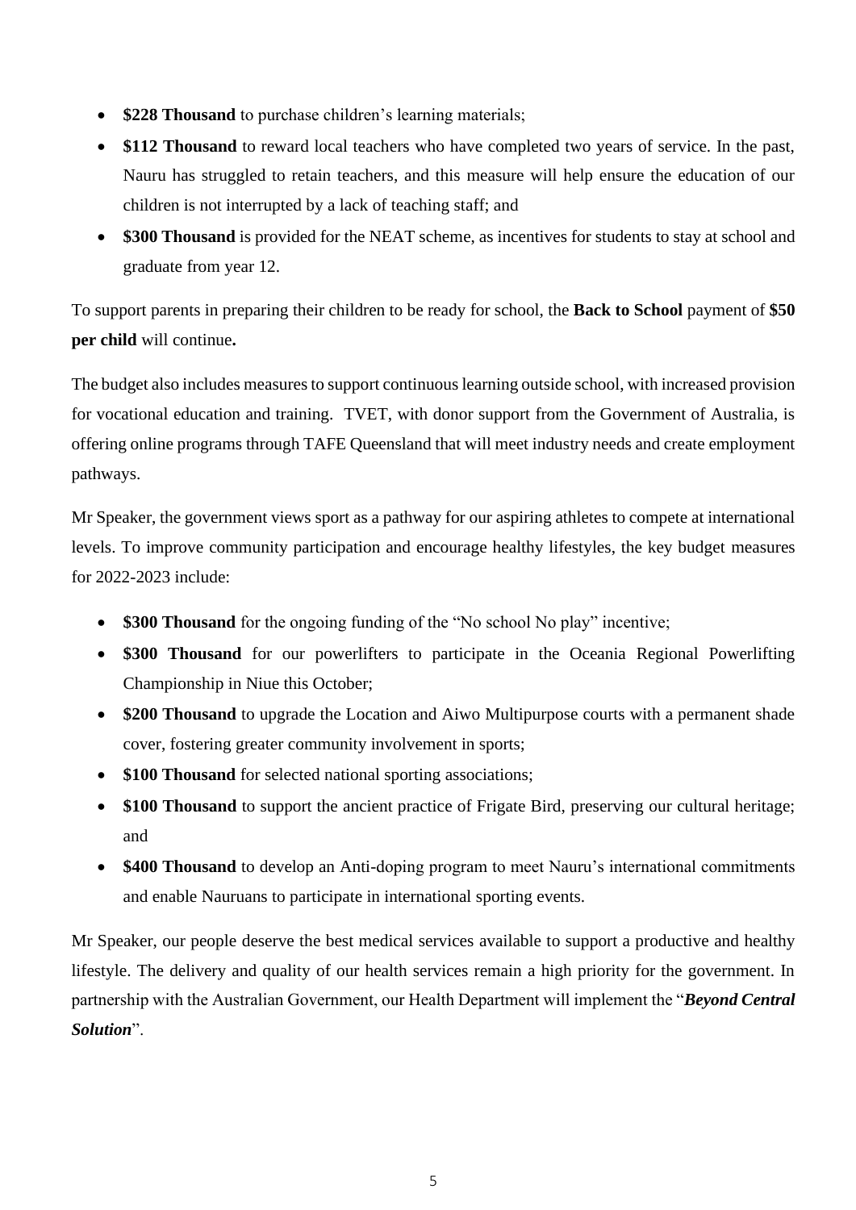- **\$228 Thousand** to purchase children's learning materials;
- **\$112 Thousand** to reward local teachers who have completed two years of service. In the past, Nauru has struggled to retain teachers, and this measure will help ensure the education of our children is not interrupted by a lack of teaching staff; and
- **\$300 Thousand** is provided for the NEAT scheme, as incentives for students to stay at school and graduate from year 12.

To support parents in preparing their children to be ready for school, the **Back to School** payment of **\$50 per child** will continue**.**

The budget also includes measures to support continuous learning outside school, with increased provision for vocational education and training. TVET, with donor support from the Government of Australia, is offering online programs through TAFE Queensland that will meet industry needs and create employment pathways.

Mr Speaker, the government views sport as a pathway for our aspiring athletes to compete at international levels. To improve community participation and encourage healthy lifestyles, the key budget measures for 2022-2023 include:

- **\$300 Thousand** for the ongoing funding of the "No school No play" incentive;
- **\$300 Thousand** for our powerlifters to participate in the Oceania Regional Powerlifting Championship in Niue this October;
- **\$200 Thousand** to upgrade the Location and Aiwo Multipurpose courts with a permanent shade cover, fostering greater community involvement in sports;
- **\$100 Thousand** for selected national sporting associations;
- **\$100 Thousand** to support the ancient practice of Frigate Bird, preserving our cultural heritage; and
- **\$400 Thousand** to develop an Anti-doping program to meet Nauru's international commitments and enable Nauruans to participate in international sporting events.

Mr Speaker, our people deserve the best medical services available to support a productive and healthy lifestyle. The delivery and quality of our health services remain a high priority for the government. In partnership with the Australian Government, our Health Department will implement the "***Beyond Central Solution***".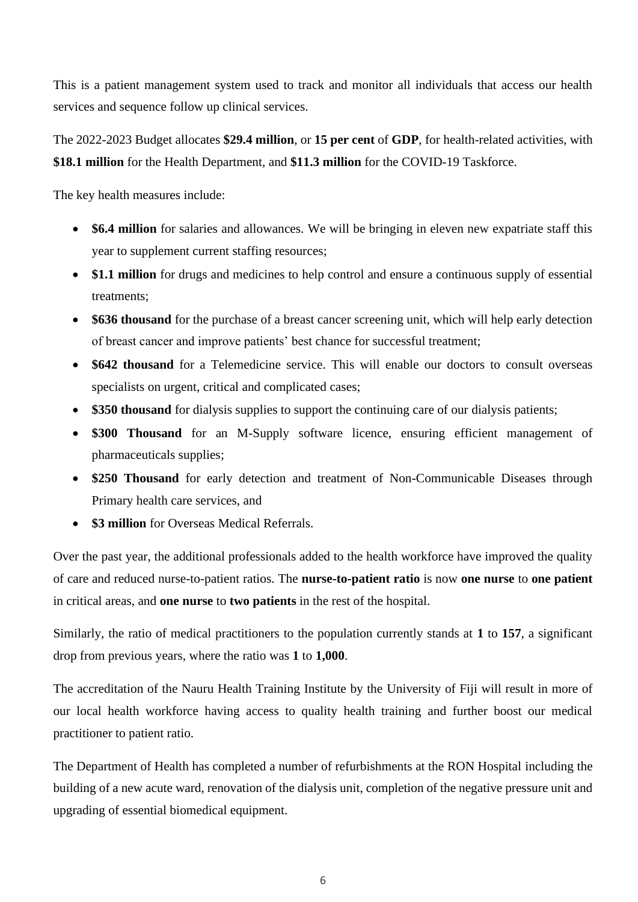This is a patient management system used to track and monitor all individuals that access our health services and sequence follow up clinical services.

The 2022-2023 Budget allocates **$29.4 million**, or **15 per cent** of **GDP**, for health-related activities, with **$18.1 million** for the Health Department, and **$11.3 million** for the COVID-19 Taskforce.

The key health measures include:

- **$6.4 million** for salaries and allowances. We will be bringing in eleven new expatriate staff this year to supplement current staffing resources;
- **$1.1 million** for drugs and medicines to help control and ensure a continuous supply of essential treatments;
- **$636 thousand** for the purchase of a breast cancer screening unit, which will help early detection of breast cancer and improve patients' best chance for successful treatment;
- **$642 thousand** for a Telemedicine service. This will enable our doctors to consult overseas specialists on urgent, critical and complicated cases;
- **$350 thousand** for dialysis supplies to support the continuing care of our dialysis patients;
- **$300 Thousand** for an M-Supply software licence, ensuring efficient management of pharmaceuticals supplies;
- **$250 Thousand** for early detection and treatment of Non-Communicable Diseases through Primary health care services, and
- **$3 million** for Overseas Medical Referrals.

Over the past year, the additional professionals added to the health workforce have improved the quality of care and reduced nurse-to-patient ratios. The **nurse-to-patient ratio** is now **one nurse** to **one patient** in critical areas, and **one nurse** to **two patients** in the rest of the hospital.

Similarly, the ratio of medical practitioners to the population currently stands at **1** to **157**, a significant drop from previous years, where the ratio was **1** to **1,000**.

The accreditation of the Nauru Health Training Institute by the University of Fiji will result in more of our local health workforce having access to quality health training and further boost our medical practitioner to patient ratio.

The Department of Health has completed a number of refurbishments at the RON Hospital including the building of a new acute ward, renovation of the dialysis unit, completion of the negative pressure unit and upgrading of essential biomedical equipment.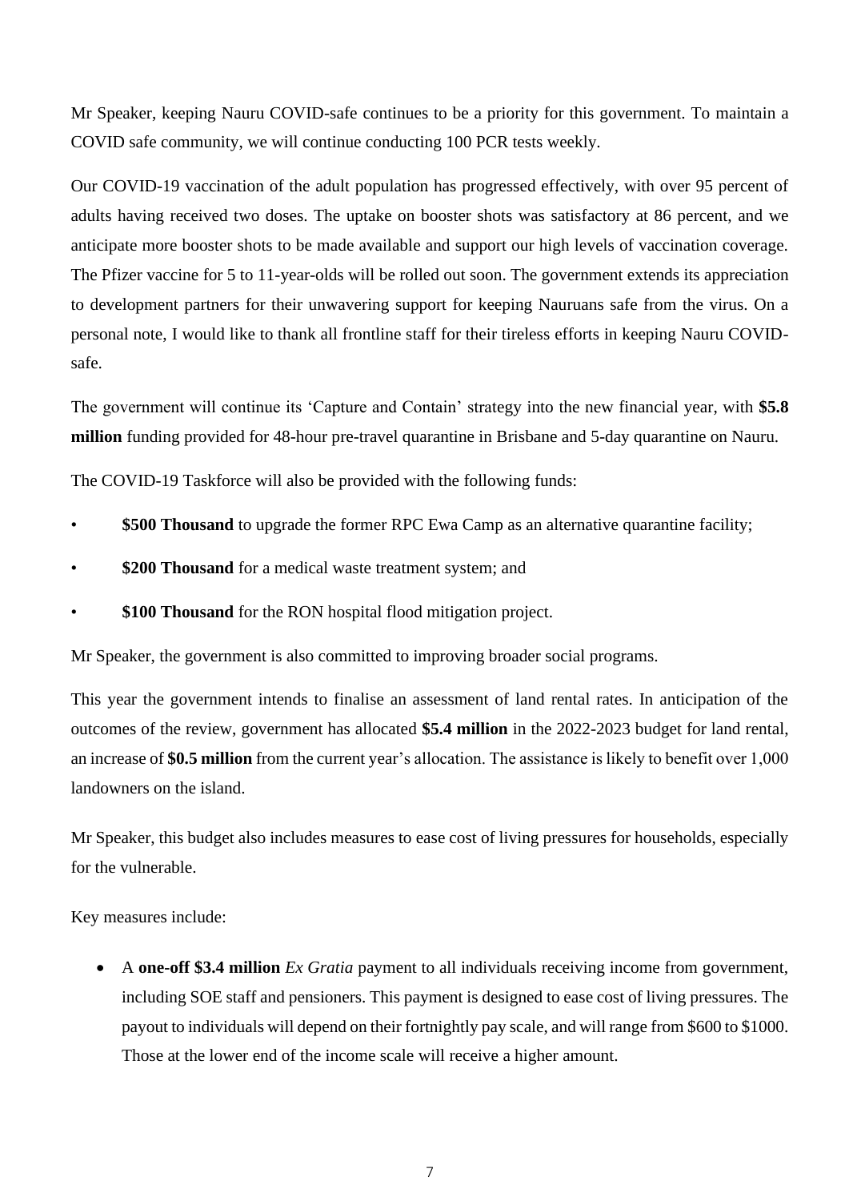Mr Speaker, keeping Nauru COVID-safe continues to be a priority for this government. To maintain a COVID safe community, we will continue conducting 100 PCR tests weekly.

Our COVID-19 vaccination of the adult population has progressed effectively, with over 95 percent of adults having received two doses. The uptake on booster shots was satisfactory at 86 percent, and we anticipate more booster shots to be made available and support our high levels of vaccination coverage. The Pfizer vaccine for 5 to 11-year-olds will be rolled out soon. The government extends its appreciation to development partners for their unwavering support for keeping Nauruans safe from the virus. On a personal note, I would like to thank all frontline staff for their tireless efforts in keeping Nauru COVID-safe.

The government will continue its 'Capture and Contain' strategy into the new financial year, with **$5.8 million** funding provided for 48-hour pre-travel quarantine in Brisbane and 5-day quarantine on Nauru.

The COVID-19 Taskforce will also be provided with the following funds:

- **$500 Thousand** to upgrade the former RPC Ewa Camp as an alternative quarantine facility;
- **$200 Thousand** for a medical waste treatment system; and
- **$100 Thousand** for the RON hospital flood mitigation project.

Mr Speaker, the government is also committed to improving broader social programs.

This year the government intends to finalise an assessment of land rental rates. In anticipation of the outcomes of the review, government has allocated **$5.4 million** in the 2022-2023 budget for land rental, an increase of **$0.5 million** from the current year's allocation. The assistance is likely to benefit over 1,000 landowners on the island.

Mr Speaker, this budget also includes measures to ease cost of living pressures for households, especially for the vulnerable.

Key measures include:

- A **one-off $3.4 million** *Ex Gratia* payment to all individuals receiving income from government, including SOE staff and pensioners. This payment is designed to ease cost of living pressures. The payout to individuals will depend on their fortnightly pay scale, and will range from $600 to $1000. Those at the lower end of the income scale will receive a higher amount.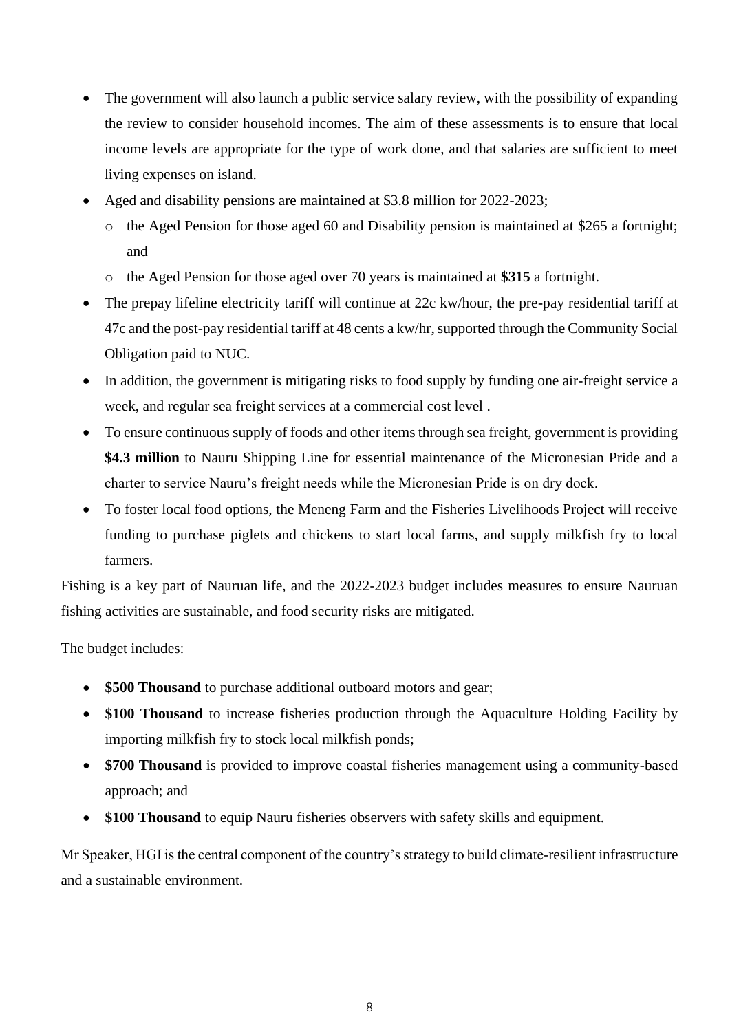- The government will also launch a public service salary review, with the possibility of expanding the review to consider household incomes. The aim of these assessments is to ensure that local income levels are appropriate for the type of work done, and that salaries are sufficient to meet living expenses on island.
- Aged and disability pensions are maintained at $3.8 million for 2022-2023;
    - the Aged Pension for those aged 60 and Disability pension is maintained at $265 a fortnight; and
    - the Aged Pension for those aged over 70 years is maintained at **$315** a fortnight.
- The prepay lifeline electricity tariff will continue at 22c kw/hour, the pre-pay residential tariff at 47c and the post-pay residential tariff at 48 cents a kw/hr, supported through the Community Social Obligation paid to NUC.
- In addition, the government is mitigating risks to food supply by funding one air-freight service a week, and regular sea freight services at a commercial cost level .
- To ensure continuous supply of foods and other items through sea freight, government is providing **$4.3 million** to Nauru Shipping Line for essential maintenance of the Micronesian Pride and a charter to service Nauru's freight needs while the Micronesian Pride is on dry dock.
- To foster local food options, the Meneng Farm and the Fisheries Livelihoods Project will receive funding to purchase piglets and chickens to start local farms, and supply milkfish fry to local farmers.

Fishing is a key part of Nauruan life, and the 2022-2023 budget includes measures to ensure Nauruan fishing activities are sustainable, and food security risks are mitigated.

The budget includes:

- **$500 Thousand** to purchase additional outboard motors and gear;
- **$100 Thousand** to increase fisheries production through the Aquaculture Holding Facility by importing milkfish fry to stock local milkfish ponds;
- **$700 Thousand** is provided to improve coastal fisheries management using a community-based approach; and
- **$100 Thousand** to equip Nauru fisheries observers with safety skills and equipment.

Mr Speaker, HGI is the central component of the country's strategy to build climate-resilient infrastructure and a sustainable environment.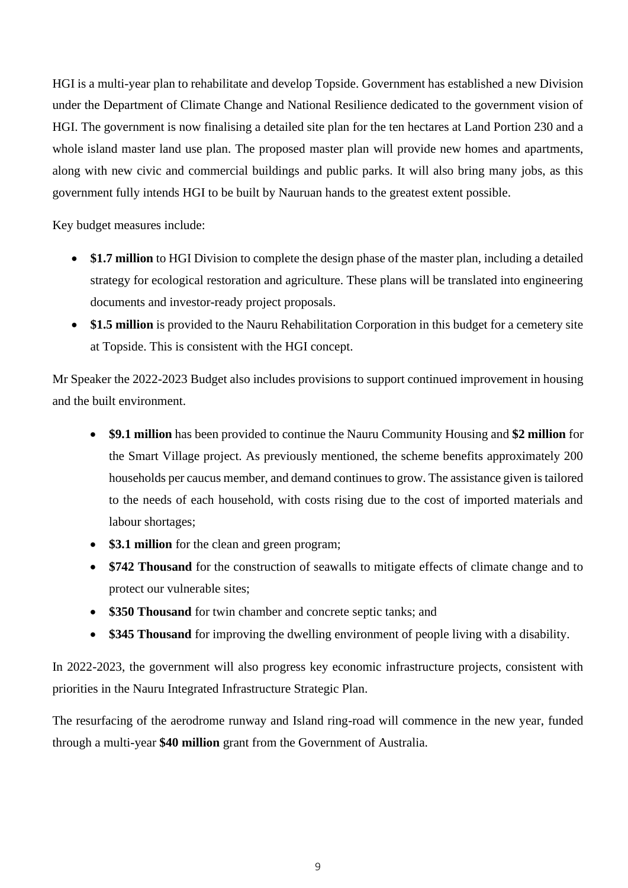HGI is a multi-year plan to rehabilitate and develop Topside. Government has established a new Division under the Department of Climate Change and National Resilience dedicated to the government vision of HGI. The government is now finalising a detailed site plan for the ten hectares at Land Portion 230 and a whole island master land use plan. The proposed master plan will provide new homes and apartments, along with new civic and commercial buildings and public parks. It will also bring many jobs, as this government fully intends HGI to be built by Nauruan hands to the greatest extent possible.

Key budget measures include:

- **$1.7 million** to HGI Division to complete the design phase of the master plan, including a detailed strategy for ecological restoration and agriculture. These plans will be translated into engineering documents and investor-ready project proposals.
- **$1.5 million** is provided to the Nauru Rehabilitation Corporation in this budget for a cemetery site at Topside. This is consistent with the HGI concept.

Mr Speaker the 2022-2023 Budget also includes provisions to support continued improvement in housing and the built environment.

- **$9.1 million** has been provided to continue the Nauru Community Housing and **$2 million** for the Smart Village project. As previously mentioned, the scheme benefits approximately 200 households per caucus member, and demand continues to grow. The assistance given is tailored to the needs of each household, with costs rising due to the cost of imported materials and labour shortages;
- **$3.1 million** for the clean and green program;
- **$742 Thousand** for the construction of seawalls to mitigate effects of climate change and to protect our vulnerable sites;
- **$350 Thousand** for twin chamber and concrete septic tanks; and
- **$345 Thousand** for improving the dwelling environment of people living with a disability.

In 2022-2023, the government will also progress key economic infrastructure projects, consistent with priorities in the Nauru Integrated Infrastructure Strategic Plan.

The resurfacing of the aerodrome runway and Island ring-road will commence in the new year, funded through a multi-year **$40 million** grant from the Government of Australia.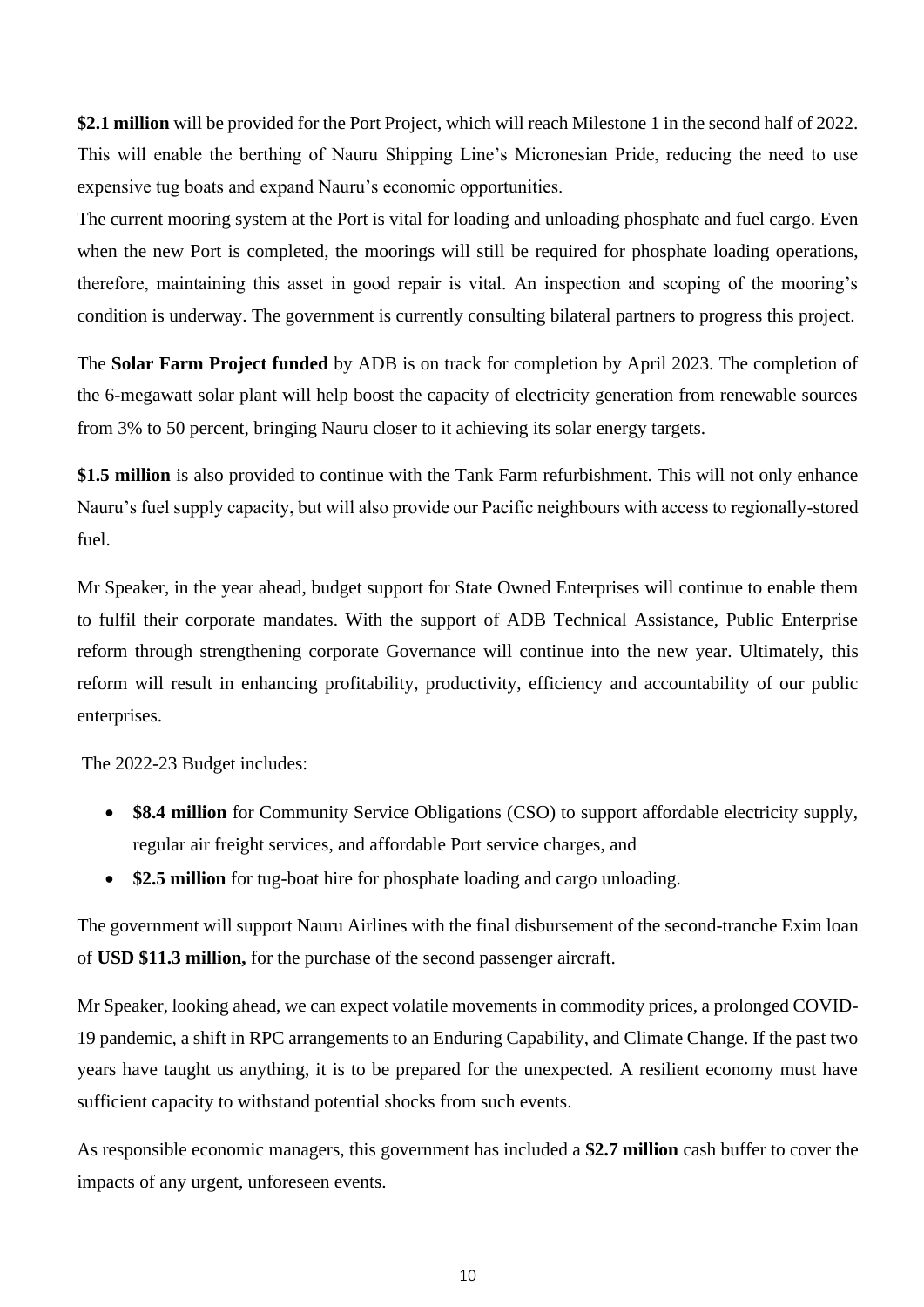**$2.1 million** will be provided for the Port Project, which will reach Milestone 1 in the second half of 2022. This will enable the berthing of Nauru Shipping Line's Micronesian Pride, reducing the need to use expensive tug boats and expand Nauru's economic opportunities.

The current mooring system at the Port is vital for loading and unloading phosphate and fuel cargo. Even when the new Port is completed, the moorings will still be required for phosphate loading operations, therefore, maintaining this asset in good repair is vital. An inspection and scoping of the mooring's condition is underway. The government is currently consulting bilateral partners to progress this project.

The **Solar Farm Project funded** by ADB is on track for completion by April 2023. The completion of the 6-megawatt solar plant will help boost the capacity of electricity generation from renewable sources from 3% to 50 percent, bringing Nauru closer to it achieving its solar energy targets.

**$1.5 million** is also provided to continue with the Tank Farm refurbishment. This will not only enhance Nauru's fuel supply capacity, but will also provide our Pacific neighbours with access to regionally-stored fuel.

Mr Speaker, in the year ahead, budget support for State Owned Enterprises will continue to enable them to fulfil their corporate mandates. With the support of ADB Technical Assistance, Public Enterprise reform through strengthening corporate Governance will continue into the new year. Ultimately, this reform will result in enhancing profitability, productivity, efficiency and accountability of our public enterprises.

The 2022-23 Budget includes:

- **$8.4 million** for Community Service Obligations (CSO) to support affordable electricity supply, regular air freight services, and affordable Port service charges, and
- **$2.5 million** for tug-boat hire for phosphate loading and cargo unloading.

The government will support Nauru Airlines with the final disbursement of the second-tranche Exim loan of **USD $11.3 million,** for the purchase of the second passenger aircraft.

Mr Speaker, looking ahead, we can expect volatile movements in commodity prices, a prolonged COVID-19 pandemic, a shift in RPC arrangements to an Enduring Capability, and Climate Change. If the past two years have taught us anything, it is to be prepared for the unexpected. A resilient economy must have sufficient capacity to withstand potential shocks from such events.

As responsible economic managers, this government has included a **$2.7 million** cash buffer to cover the impacts of any urgent, unforeseen events.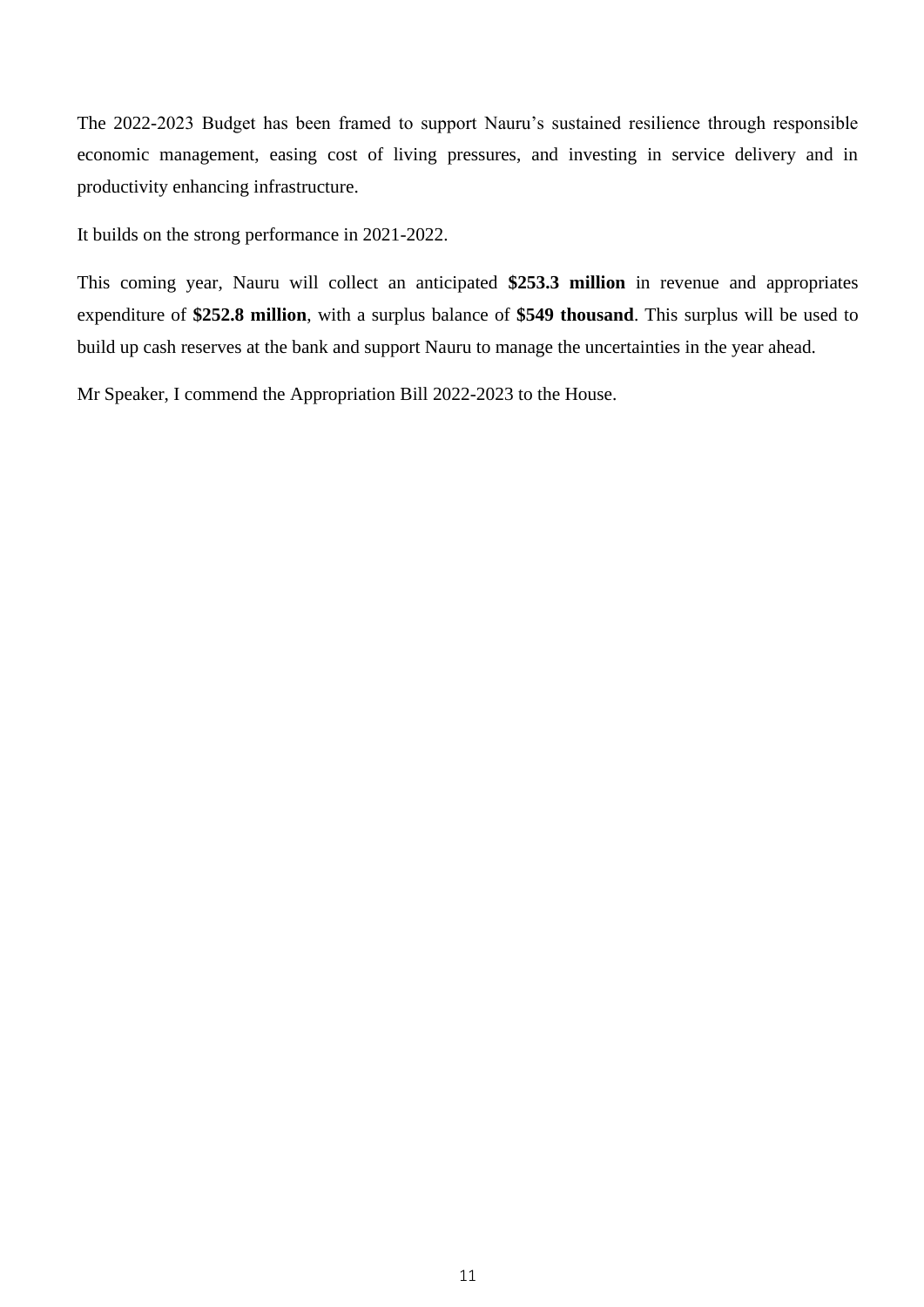The 2022-2023 Budget has been framed to support Nauru's sustained resilience through responsible economic management, easing cost of living pressures, and investing in service delivery and in productivity enhancing infrastructure.

It builds on the strong performance in 2021-2022.

This coming year, Nauru will collect an anticipated **$253.3 million** in revenue and appropriates expenditure of **$252.8 million**, with a surplus balance of **$549 thousand**. This surplus will be used to build up cash reserves at the bank and support Nauru to manage the uncertainties in the year ahead.

Mr Speaker, I commend the Appropriation Bill 2022-2023 to the House.